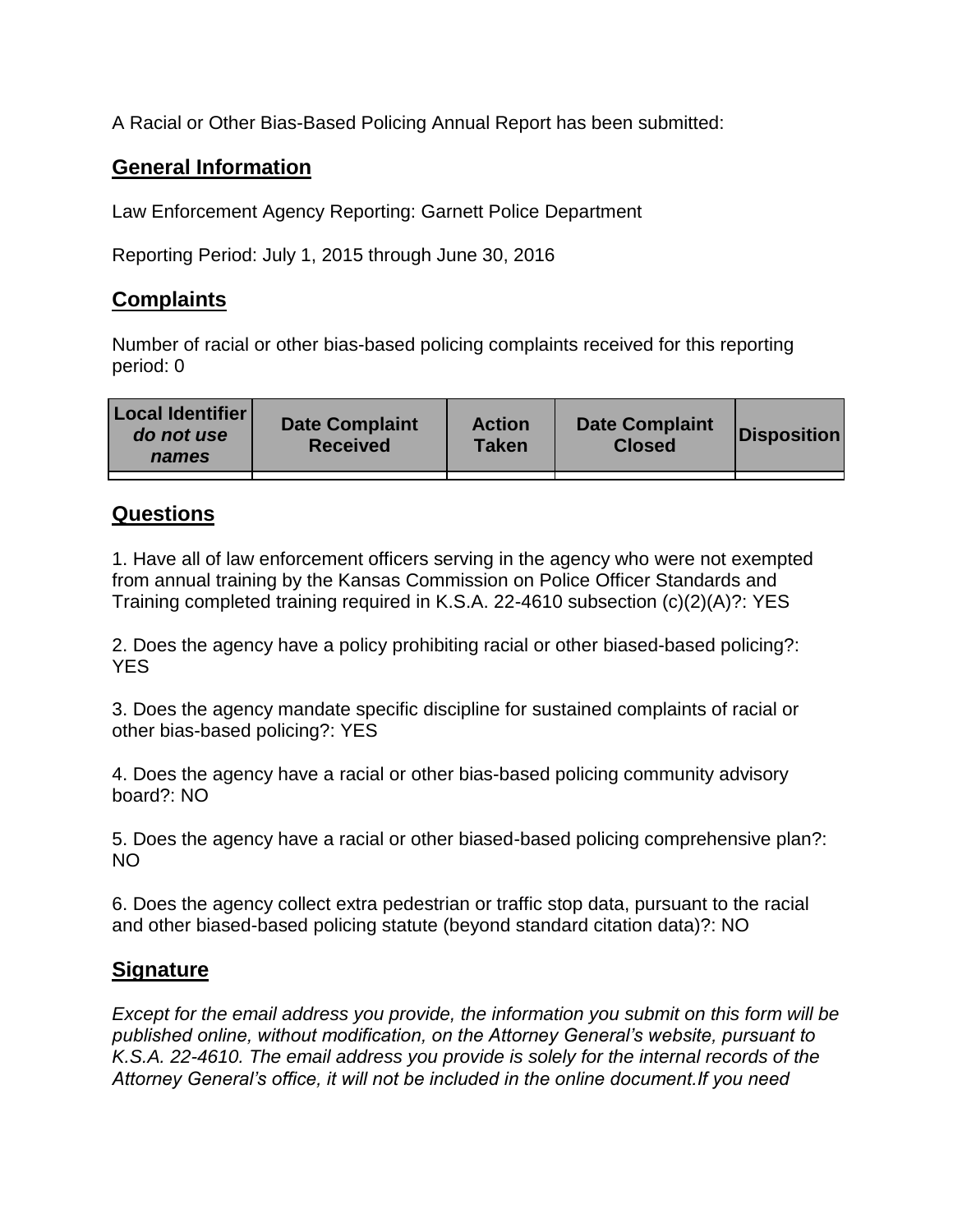A Racial or Other Bias-Based Policing Annual Report has been submitted:

## General Information

Law Enforcement Agency Reporting: Garnett Police Department

Reporting Period: July 1, 2015 through June 30, 2016

## Complaints

Number of racial or other bias-based policing complaints received for this reporting period: 0

| Local Identifier *do not use names* | Date Complaint Received | Action Taken | Date Complaint Closed | Disposition |
|---|---|---|---|---|
| | | | | |

## Questions

1. Have all of law enforcement officers serving in the agency who were not exempted from annual training by the Kansas Commission on Police Officer Standards and Training completed training required in K.S.A. 22-4610 subsection (c)(2)(A)?: YES

2. Does the agency have a policy prohibiting racial or other biased-based policing?: YES

3. Does the agency mandate specific discipline for sustained complaints of racial or other bias-based policing?: YES

4. Does the agency have a racial or other bias-based policing community advisory board?: NO

5. Does the agency have a racial or other biased-based policing comprehensive plan?: NO

6. Does the agency collect extra pedestrian or traffic stop data, pursuant to the racial and other biased-based policing statute (beyond standard citation data)?: NO

## Signature

*Except for the email address you provide, the information you submit on this form will be published online, without modification, on the Attorney General's website, pursuant to K.S.A. 22-4610. The email address you provide is solely for the internal records of the Attorney General's office, it will not be included in the online document.If you need*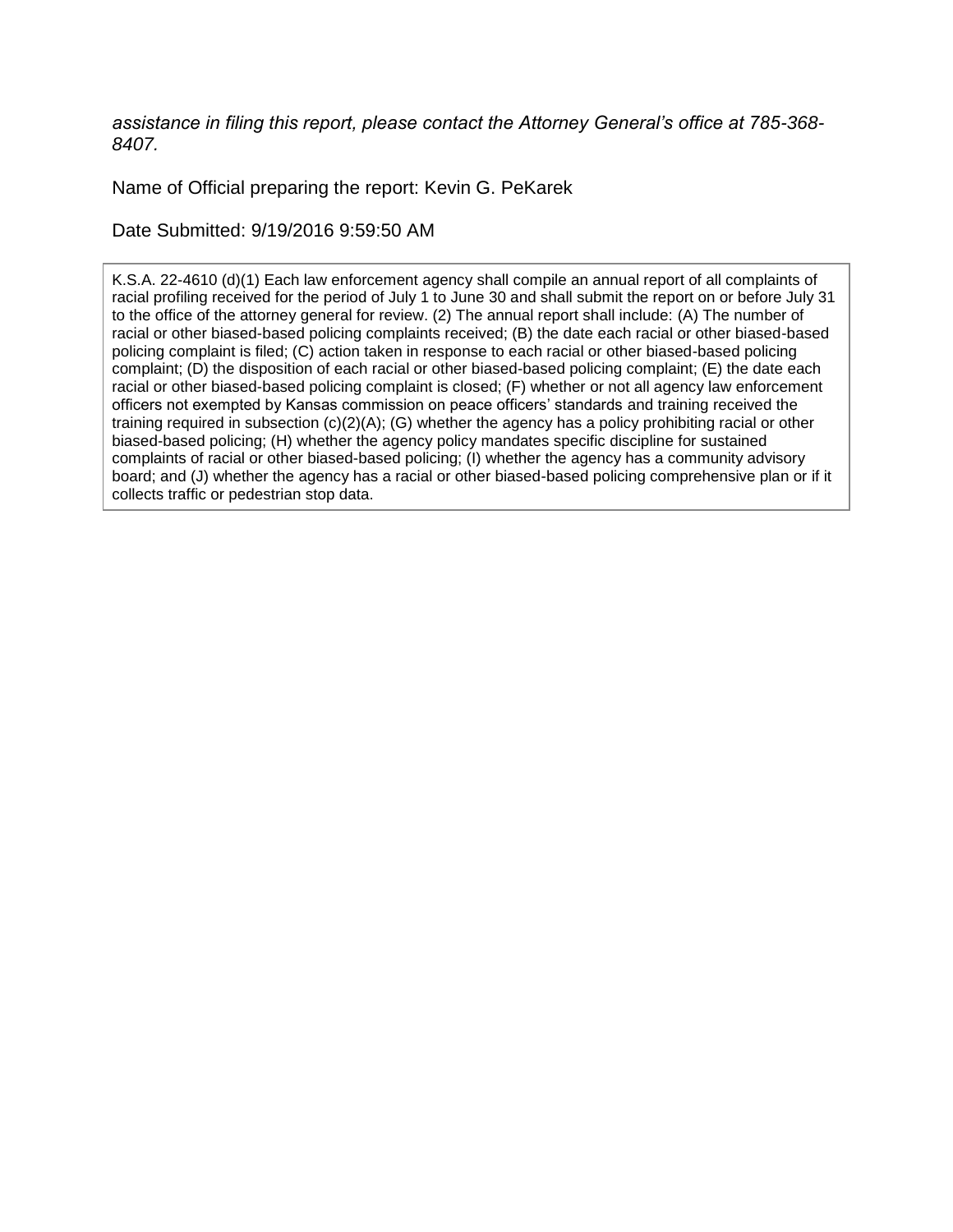*assistance in filing this report, please contact the Attorney General's office at 785-368-8407.*

Name of Official preparing the report: Kevin G. PeKarek

Date Submitted: 9/19/2016 9:59:50 AM

K.S.A. 22-4610 (d)(1) Each law enforcement agency shall compile an annual report of all complaints of racial profiling received for the period of July 1 to June 30 and shall submit the report on or before July 31 to the office of the attorney general for review. (2) The annual report shall include: (A) The number of racial or other biased-based policing complaints received; (B) the date each racial or other biased-based policing complaint is filed; (C) action taken in response to each racial or other biased-based policing complaint; (D) the disposition of each racial or other biased-based policing complaint; (E) the date each racial or other biased-based policing complaint is closed; (F) whether or not all agency law enforcement officers not exempted by Kansas commission on peace officers' standards and training received the training required in subsection (c)(2)(A); (G) whether the agency has a policy prohibiting racial or other biased-based policing; (H) whether the agency policy mandates specific discipline for sustained complaints of racial or other biased-based policing; (I) whether the agency has a community advisory board; and (J) whether the agency has a racial or other biased-based policing comprehensive plan or if it collects traffic or pedestrian stop data.